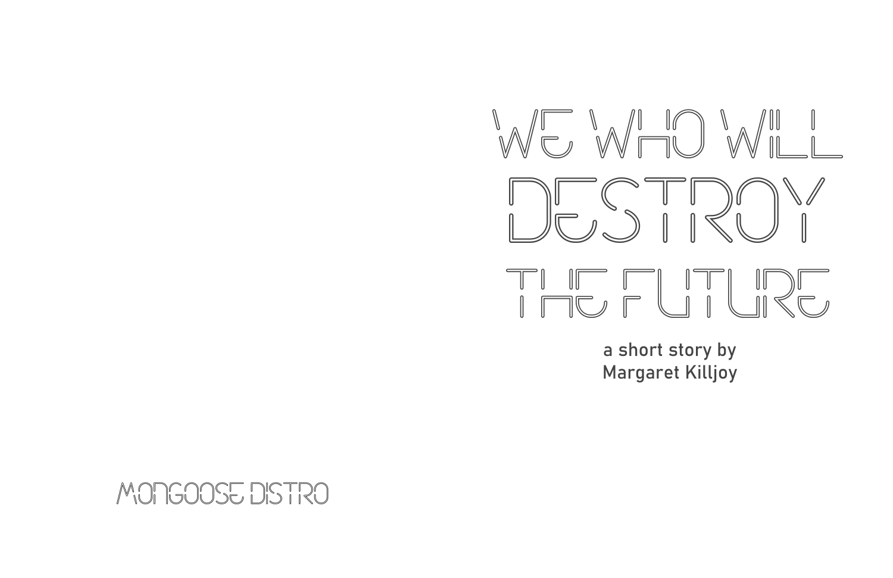# WE WHO WILL DESTROY THE FUTURE

a short story by
Margaret Killjoy

MONGOOSE DISTRO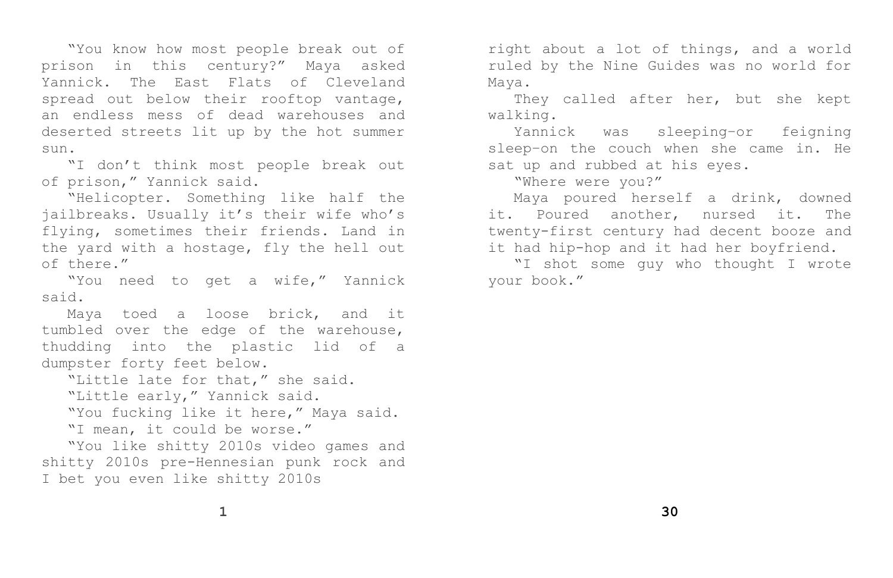"You know how most people break out of prison in this century?" Maya asked Yannick. The East Flats of Cleveland spread out below their rooftop vantage, an endless mess of dead warehouses and deserted streets lit up by the hot summer sun.

"I don't think most people break out of prison," Yannick said.

"Helicopter. Something like half the jailbreaks. Usually it's their wife who's flying, sometimes their friends. Land in the yard with a hostage, fly the hell out of there."

"You need to get a wife," Yannick said.

Maya toed a loose brick, and it tumbled over the edge of the warehouse, thudding into the plastic lid of a dumpster forty feet below.

"Little late for that," she said.

"Little early," Yannick said.

"You fucking like it here," Maya said.

"I mean, it could be worse."

"You like shitty 2010s video games and shitty 2010s pre-Hennesian punk rock and I bet you even like shitty 2010s

right about a lot of things, and a world ruled by the Nine Guides was no world for Maya.

They called after her, but she kept walking.

Yannick was sleeping–or feigning sleep–on the couch when she came in. He sat up and rubbed at his eyes.

"Where were you?"

Maya poured herself a drink, downed it. Poured another, nursed it. The twenty-first century had decent booze and it had hip-hop and it had her boyfriend.

"I shot some guy who thought I wrote your book."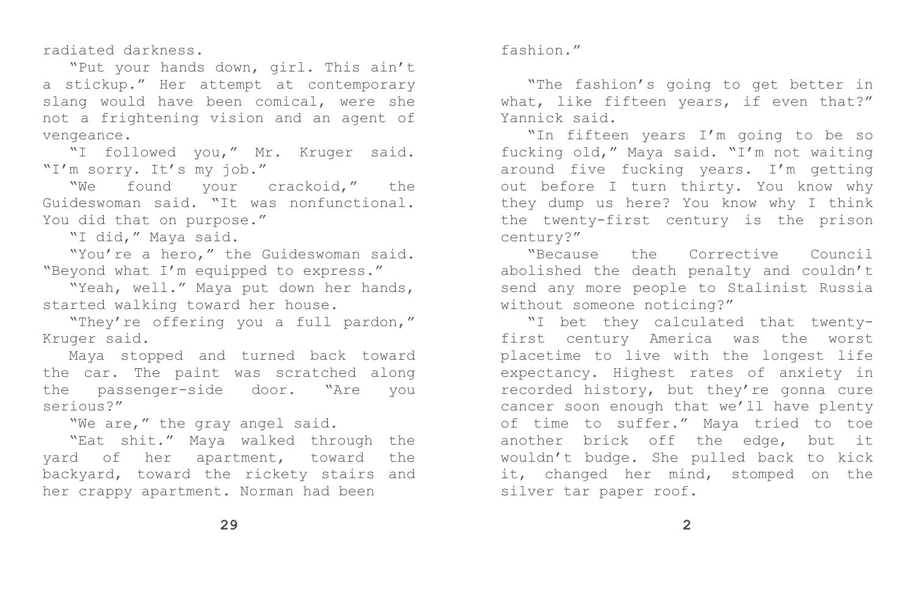radiated darkness.

"Put your hands down, girl. This ain't a stickup." Her attempt at contemporary slang would have been comical, were she not a frightening vision and an agent of vengeance.

"I followed you," Mr. Kruger said. "I'm sorry. It's my job."

"We found your crackoid," the Guideswoman said. "It was nonfunctional. You did that on purpose."

"I did," Maya said.

"You're a hero," the Guideswoman said. "Beyond what I'm equipped to express."

"Yeah, well." Maya put down her hands, started walking toward her house.

"They're offering you a full pardon," Kruger said.

Maya stopped and turned back toward the car. The paint was scratched along the passenger-side door. "Are you serious?"

"We are," the gray angel said.

"Eat shit." Maya walked through the yard of her apartment, toward the backyard, toward the rickety stairs and her crappy apartment. Norman had been

fashion."

"The fashion's going to get better in what, like fifteen years, if even that?" Yannick said.

"In fifteen years I'm going to be so fucking old," Maya said. "I'm not waiting around five fucking years. I'm getting out before I turn thirty. You know why they dump us here? You know why I think the twenty-first century is the prison century?"

"Because the Corrective Council abolished the death penalty and couldn't send any more people to Stalinist Russia without someone noticing?"

"I bet they calculated that twenty-first century America was the worst placetime to live with the longest life expectancy. Highest rates of anxiety in recorded history, but they're gonna cure cancer soon enough that we'll have plenty of time to suffer." Maya tried to toe another brick off the edge, but it wouldn't budge. She pulled back to kick it, changed her mind, stomped on the silver tar paper roof.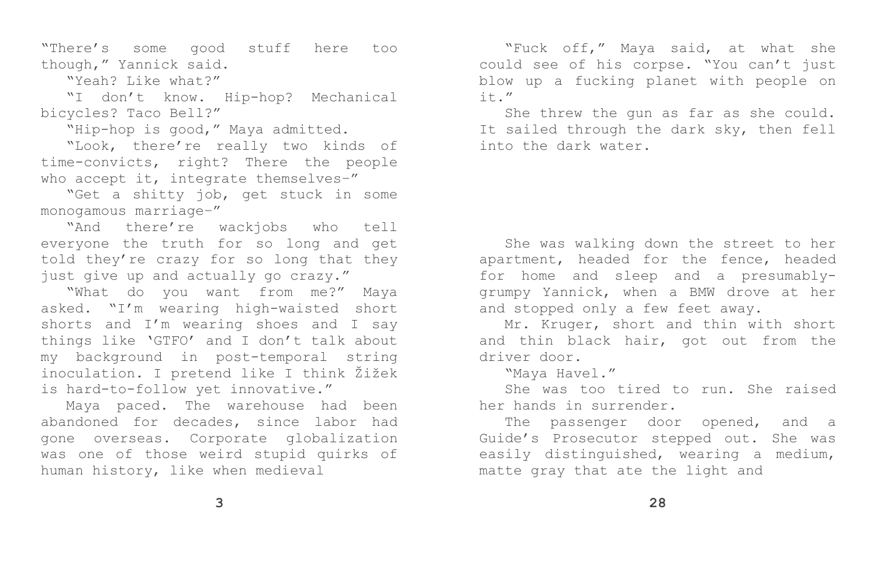"There's some good stuff here too though," Yannick said.

"Yeah? Like what?"

"I don't know. Hip-hop? Mechanical bicycles? Taco Bell?"

"Hip-hop is good," Maya admitted.

"Look, there're really two kinds of time-convicts, right? There the people who accept it, integrate themselves–"

"Get a shitty job, get stuck in some monogamous marriage–"

"And there're wackjobs who tell everyone the truth for so long and get told they're crazy for so long that they just give up and actually go crazy."

"What do you want from me?" Maya asked. "I'm wearing high-waisted short shorts and I'm wearing shoes and I say things like 'GTFO' and I don't talk about my background in post-temporal string inoculation. I pretend like I think Žižek is hard-to-follow yet innovative."

Maya paced. The warehouse had been abandoned for decades, since labor had gone overseas. Corporate globalization was one of those weird stupid quirks of human history, like when medieval

"Fuck off," Maya said, at what she could see of his corpse. "You can't just blow up a fucking planet with people on it."

She threw the gun as far as she could. It sailed through the dark sky, then fell into the dark water.

She was walking down the street to her apartment, headed for the fence, headed for home and sleep and a presumably-grumpy Yannick, when a BMW drove at her and stopped only a few feet away.

Mr. Kruger, short and thin with short and thin black hair, got out from the driver door.

"Maya Havel."

She was too tired to run. She raised her hands in surrender.

The passenger door opened, and a Guide's Prosecutor stepped out. She was easily distinguished, wearing a medium, matte gray that ate the light and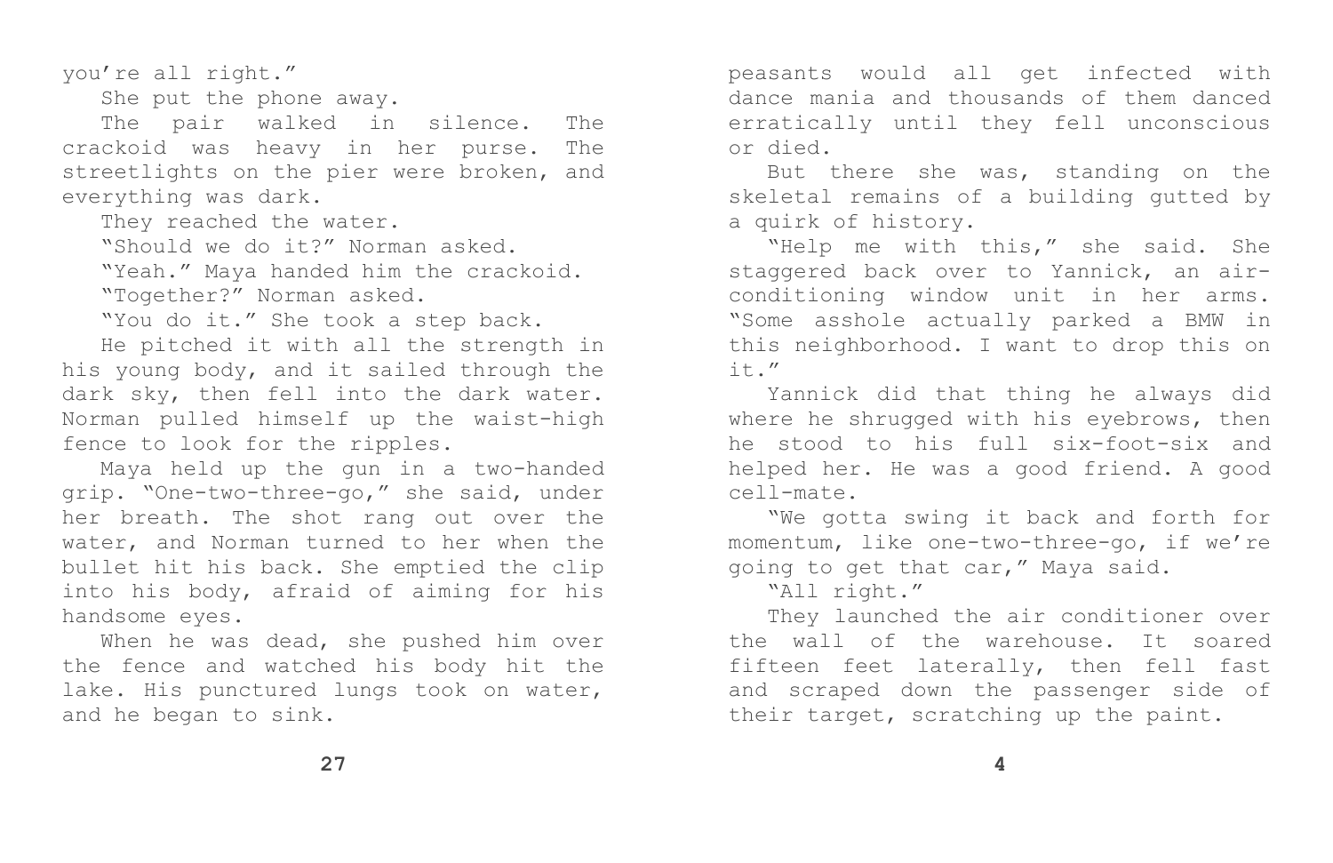you're all right."

She put the phone away.

The pair walked in silence. The crackoid was heavy in her purse. The streetlights on the pier were broken, and everything was dark.

They reached the water.

"Should we do it?" Norman asked.

"Yeah." Maya handed him the crackoid.

"Together?" Norman asked.

"You do it." She took a step back.

He pitched it with all the strength in his young body, and it sailed through the dark sky, then fell into the dark water. Norman pulled himself up the waist-high fence to look for the ripples.

Maya held up the gun in a two-handed grip. "One-two-three-go," she said, under her breath. The shot rang out over the water, and Norman turned to her when the bullet hit his back. She emptied the clip into his body, afraid of aiming for his handsome eyes.

When he was dead, she pushed him over the fence and watched his body hit the lake. His punctured lungs took on water, and he began to sink.

peasants would all get infected with dance mania and thousands of them danced erratically until they fell unconscious or died.

But there she was, standing on the skeletal remains of a building gutted by a quirk of history.

"Help me with this," she said. She staggered back over to Yannick, an air-conditioning window unit in her arms. "Some asshole actually parked a BMW in this neighborhood. I want to drop this on it."

Yannick did that thing he always did where he shrugged with his eyebrows, then he stood to his full six-foot-six and helped her. He was a good friend. A good cell-mate.

"We gotta swing it back and forth for momentum, like one-two-three-go, if we're going to get that car," Maya said.

"All right."

They launched the air conditioner over the wall of the warehouse. It soared fifteen feet laterally, then fell fast and scraped down the passenger side of their target, scratching up the paint.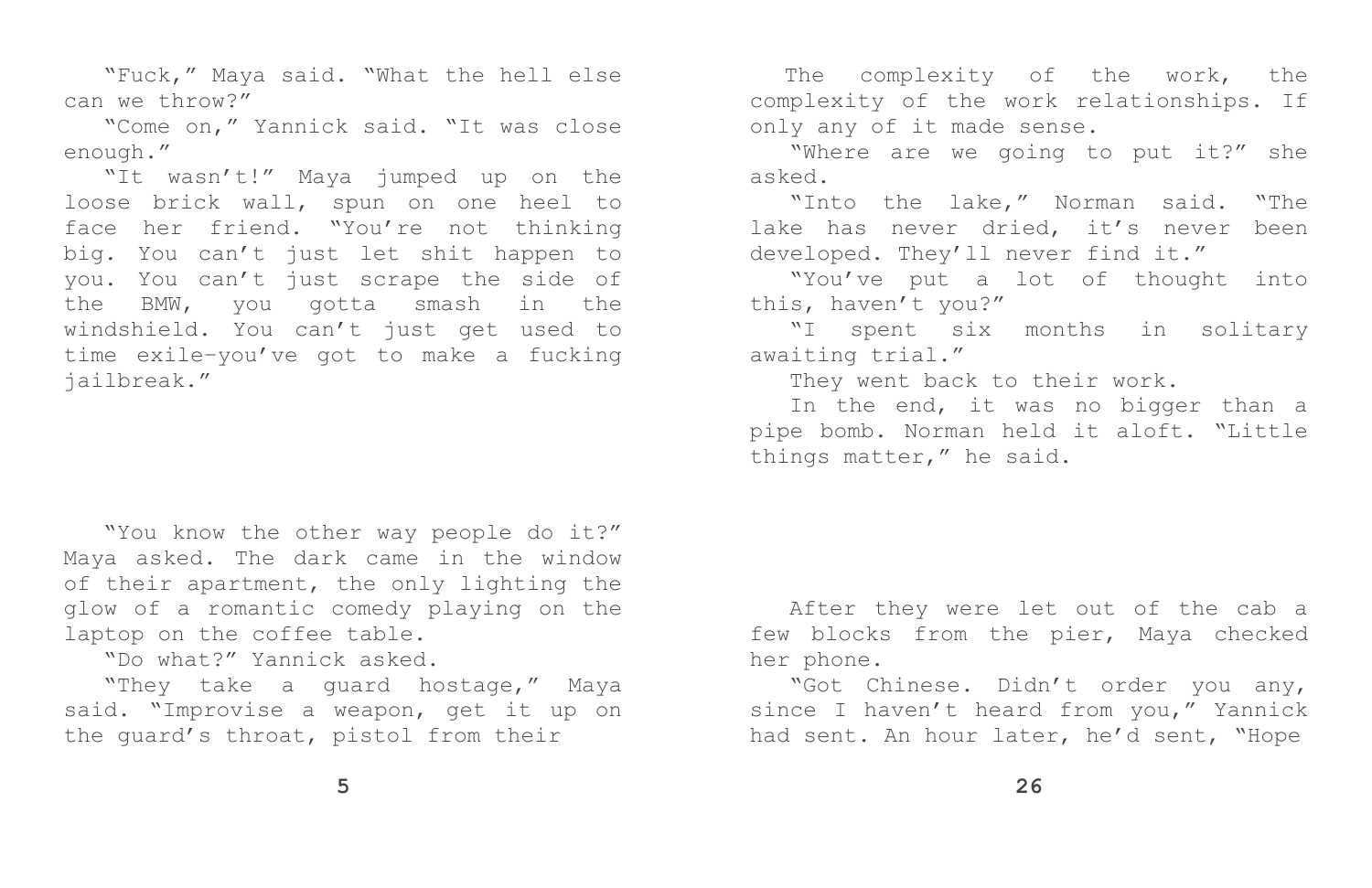"Fuck," Maya said. "What the hell else can we throw?"

"Come on," Yannick said. "It was close enough."

"It wasn't!" Maya jumped up on the loose brick wall, spun on one heel to face her friend. "You're not thinking big. You can't just let shit happen to you. You can't just scrape the side of the BMW, you gotta smash in the windshield. You can't just get used to time exile–you've got to make a fucking jailbreak."

"You know the other way people do it?" Maya asked. The dark came in the window of their apartment, the only lighting the glow of a romantic comedy playing on the laptop on the coffee table.

"Do what?" Yannick asked.

"They take a guard hostage," Maya said. "Improvise a weapon, get it up on the guard's throat, pistol from their

The complexity of the work, the complexity of the work relationships. If only any of it made sense.

"Where are we going to put it?" she asked.

"Into the lake," Norman said. "The lake has never dried, it's never been developed. They'll never find it."

"You've put a lot of thought into this, haven't you?"

"I spent six months in solitary awaiting trial."

They went back to their work.

In the end, it was no bigger than a pipe bomb. Norman held it aloft. "Little things matter," he said.

After they were let out of the cab a few blocks from the pier, Maya checked her phone.

"Got Chinese. Didn't order you any, since I haven't heard from you," Yannick had sent. An hour later, he'd sent, "Hope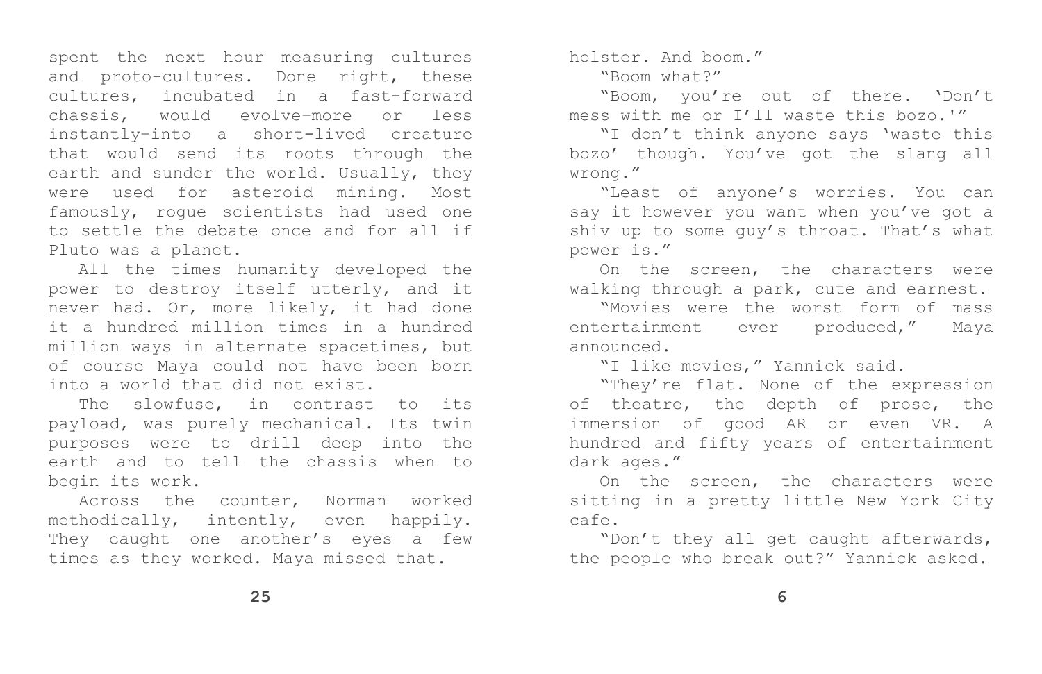spent the next hour measuring cultures and proto-cultures. Done right, these cultures, incubated in a fast-forward chassis, would evolve—more or less instantly—into a short-lived creature that would send its roots through the earth and sunder the world. Usually, they were used for asteroid mining. Most famously, rogue scientists had used one to settle the debate once and for all if Pluto was a planet.

All the times humanity developed the power to destroy itself utterly, and it never had. Or, more likely, it had done it a hundred million times in a hundred million ways in alternate spacetimes, but of course Maya could not have been born into a world that did not exist.

The slowfuse, in contrast to its payload, was purely mechanical. Its twin purposes were to drill deep into the earth and to tell the chassis when to begin its work.

Across the counter, Norman worked methodically, intently, even happily. They caught one another's eyes a few times as they worked. Maya missed that.

holster. And boom."

"Boom what?"

"Boom, you're out of there. 'Don't mess with me or I'll waste this bozo.'"

"I don't think anyone says 'waste this bozo' though. You've got the slang all wrong."

"Least of anyone's worries. You can say it however you want when you've got a shiv up to some guy's throat. That's what power is."

On the screen, the characters were walking through a park, cute and earnest.

"Movies were the worst form of mass entertainment ever produced," Maya announced.

"I like movies," Yannick said.

"They're flat. None of the expression of theatre, the depth of prose, the immersion of good AR or even VR. A hundred and fifty years of entertainment dark ages."

On the screen, the characters were sitting in a pretty little New York City cafe.

"Don't they all get caught afterwards, the people who break out?" Yannick asked.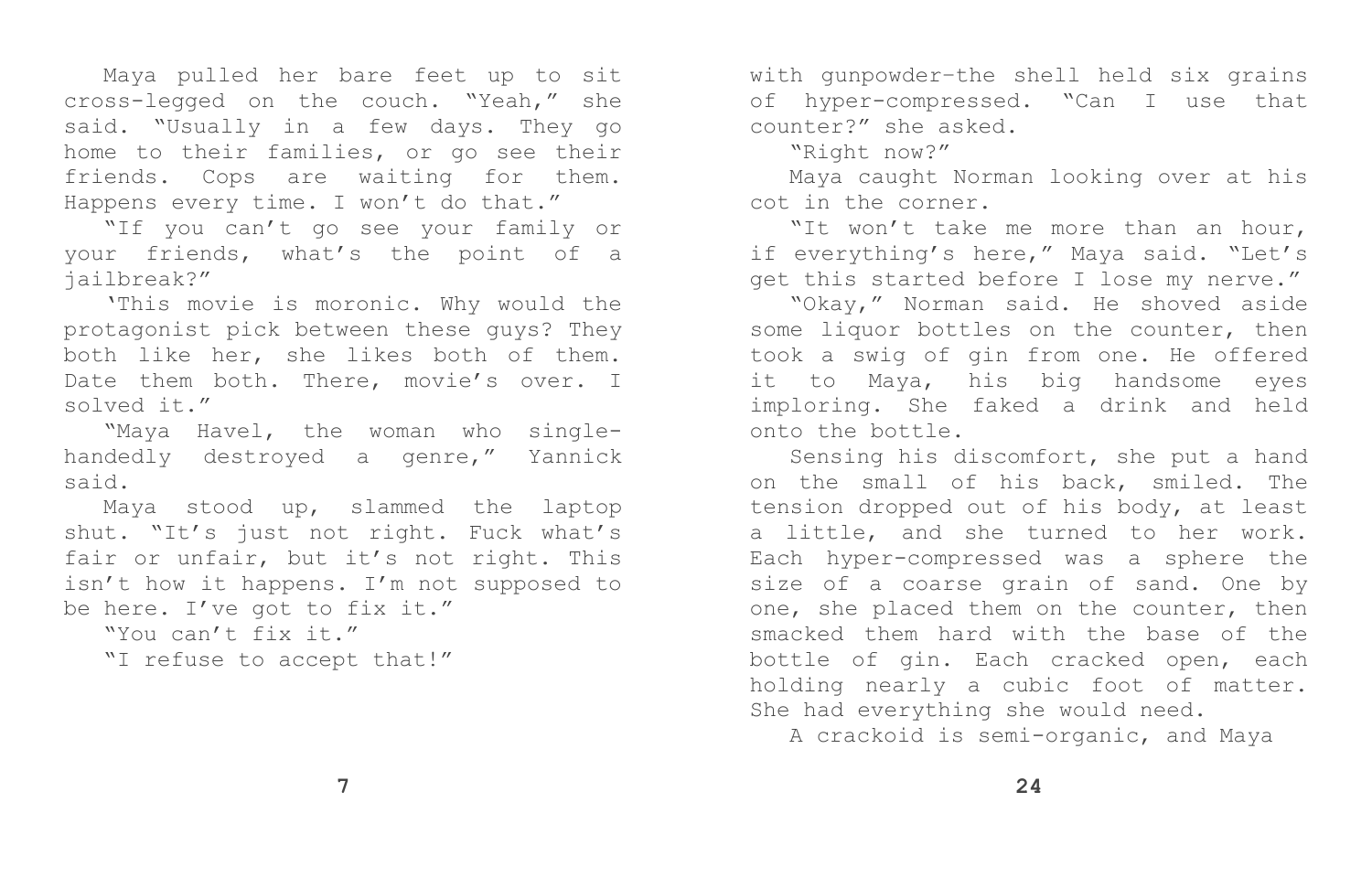Maya pulled her bare feet up to sit cross-legged on the couch. "Yeah," she said. "Usually in a few days. They go home to their families, or go see their friends. Cops are waiting for them. Happens every time. I won't do that."

"If you can't go see your family or your friends, what's the point of a jailbreak?"

'This movie is moronic. Why would the protagonist pick between these guys? They both like her, she likes both of them. Date them both. There, movie's over. I solved it."

"Maya Havel, the woman who single-handedly destroyed a genre," Yannick said.

Maya stood up, slammed the laptop shut. "It's just not right. Fuck what's fair or unfair, but it's not right. This isn't how it happens. I'm not supposed to be here. I've got to fix it."

"You can't fix it."

"I refuse to accept that!"

with gunpowder–the shell held six grains of hyper-compressed. "Can I use that counter?" she asked.

"Right now?"

Maya caught Norman looking over at his cot in the corner.

"It won't take me more than an hour, if everything's here," Maya said. "Let's get this started before I lose my nerve."

"Okay," Norman said. He shoved aside some liquor bottles on the counter, then took a swig of gin from one. He offered it to Maya, his big handsome eyes imploring. She faked a drink and held onto the bottle.

Sensing his discomfort, she put a hand on the small of his back, smiled. The tension dropped out of his body, at least a little, and she turned to her work. Each hyper-compressed was a sphere the size of a coarse grain of sand. One by one, she placed them on the counter, then smacked them hard with the base of the bottle of gin. Each cracked open, each holding nearly a cubic foot of matter. She had everything she would need.

A crackoid is semi-organic, and Maya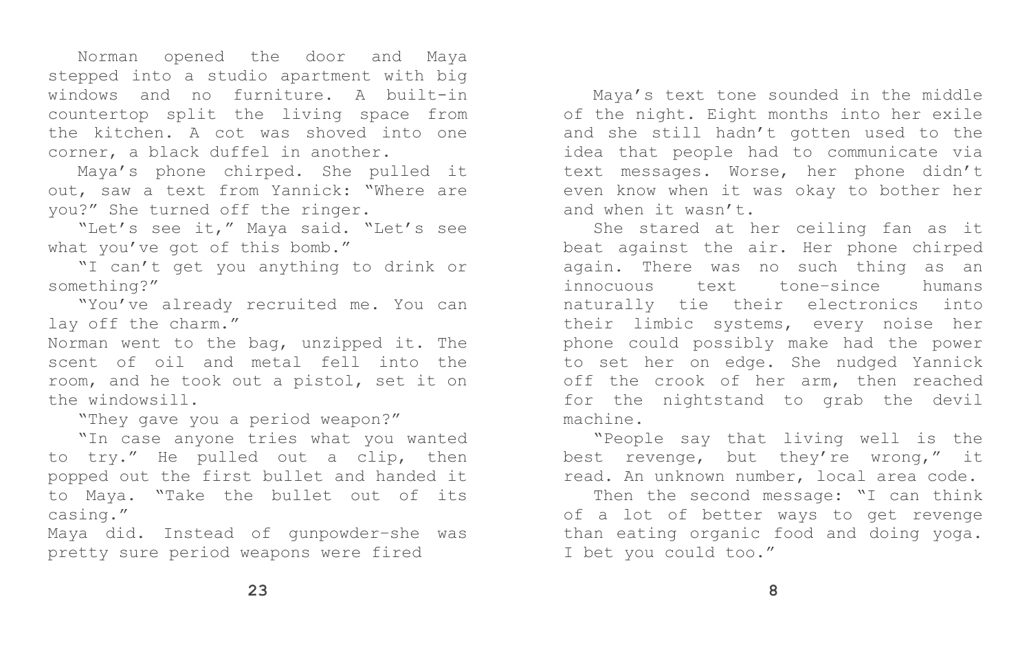Norman opened the door and Maya stepped into a studio apartment with big windows and no furniture. A built-in countertop split the living space from the kitchen. A cot was shoved into one corner, a black duffel in another.

Maya's phone chirped. She pulled it out, saw a text from Yannick: "Where are you?" She turned off the ringer.

"Let's see it," Maya said. "Let's see what you've got of this bomb."

"I can't get you anything to drink or something?"

"You've already recruited me. You can lay off the charm."

Norman went to the bag, unzipped it. The scent of oil and metal fell into the room, and he took out a pistol, set it on the windowsill.

"They gave you a period weapon?"

"In case anyone tries what you wanted to try." He pulled out a clip, then popped out the first bullet and handed it to Maya. "Take the bullet out of its casing."

Maya did. Instead of gunpowder–she was pretty sure period weapons were fired

Maya's text tone sounded in the middle of the night. Eight months into her exile and she still hadn't gotten used to the idea that people had to communicate via text messages. Worse, her phone didn't even know when it was okay to bother her and when it wasn't.

She stared at her ceiling fan as it beat against the air. Her phone chirped again. There was no such thing as an innocuous text tone–since humans naturally tie their electronics into their limbic systems, every noise her phone could possibly make had the power to set her on edge. She nudged Yannick off the crook of her arm, then reached for the nightstand to grab the devil machine.

"People say that living well is the best revenge, but they're wrong," it read. An unknown number, local area code.

Then the second message: "I can think of a lot of better ways to get revenge than eating organic food and doing yoga. I bet you could too."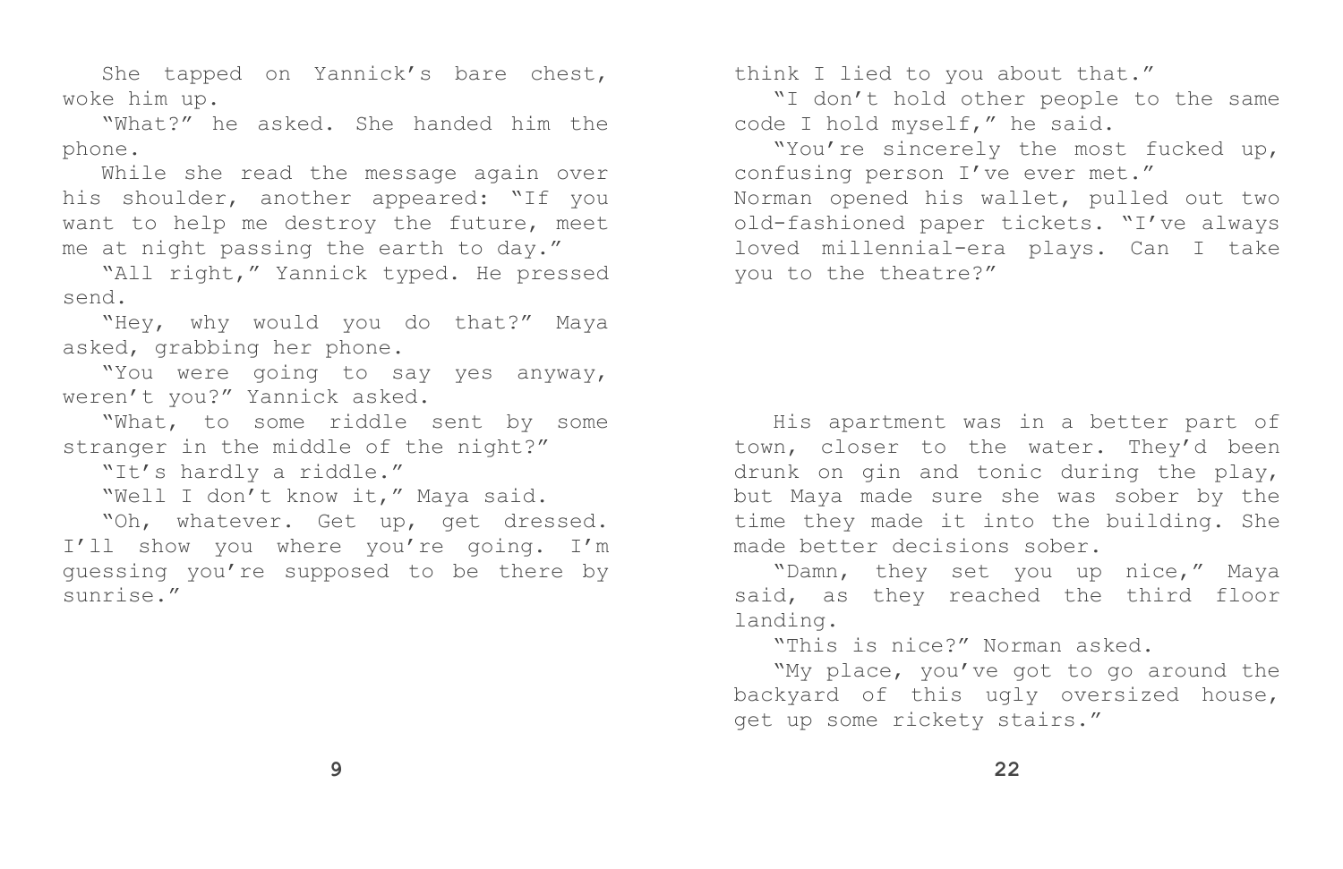She tapped on Yannick's bare chest, woke him up.

"What?" he asked. She handed him the phone.

While she read the message again over his shoulder, another appeared: "If you want to help me destroy the future, meet me at night passing the earth to day."

"All right," Yannick typed. He pressed send.

"Hey, why would you do that?" Maya asked, grabbing her phone.

"You were going to say yes anyway, weren't you?" Yannick asked.

"What, to some riddle sent by some stranger in the middle of the night?"

"It's hardly a riddle."

"Well I don't know it," Maya said.

"Oh, whatever. Get up, get dressed. I'll show you where you're going. I'm guessing you're supposed to be there by sunrise."

think I lied to you about that."

"I don't hold other people to the same code I hold myself," he said.

"You're sincerely the most fucked up, confusing person I've ever met."

Norman opened his wallet, pulled out two old-fashioned paper tickets. "I've always loved millennial-era plays. Can I take you to the theatre?"

His apartment was in a better part of town, closer to the water. They'd been drunk on gin and tonic during the play, but Maya made sure she was sober by the time they made it into the building. She made better decisions sober.

"Damn, they set you up nice," Maya said, as they reached the third floor landing.

"This is nice?" Norman asked.

"My place, you've got to go around the backyard of this ugly oversized house, get up some rickety stairs."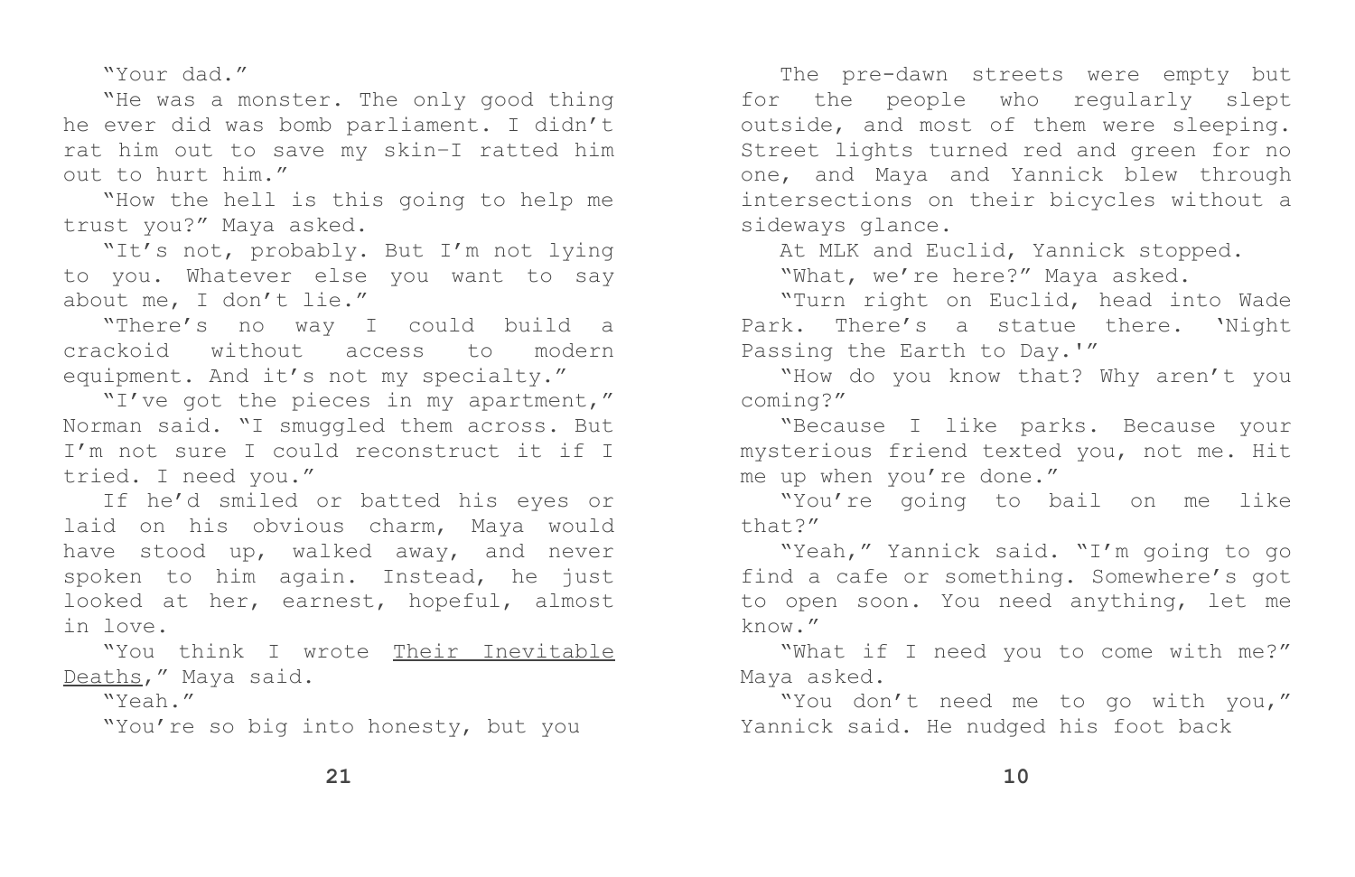"Your dad."

"He was a monster. The only good thing he ever did was bomb parliament. I didn't rat him out to save my skin–I ratted him out to hurt him."

"How the hell is this going to help me trust you?" Maya asked.

"It's not, probably. But I'm not lying to you. Whatever else you want to say about me, I don't lie."

"There's no way I could build a crackoid without access to modern equipment. And it's not my specialty."

"I've got the pieces in my apartment," Norman said. "I smuggled them across. But I'm not sure I could reconstruct it if I tried. I need you."

If he'd smiled or batted his eyes or laid on his obvious charm, Maya would have stood up, walked away, and never spoken to him again. Instead, he just looked at her, earnest, hopeful, almost in love.

"You think I wrote <u>Their Inevitable Deaths</u>," Maya said.

"Yeah."

"You're so big into honesty, but you

The pre-dawn streets were empty but for the people who regularly slept outside, and most of them were sleeping. Street lights turned red and green for no one, and Maya and Yannick blew through intersections on their bicycles without a sideways glance.

At MLK and Euclid, Yannick stopped.

"What, we're here?" Maya asked.

"Turn right on Euclid, head into Wade Park. There's a statue there. 'Night Passing the Earth to Day.'"

"How do you know that? Why aren't you coming?"

"Because I like parks. Because your mysterious friend texted you, not me. Hit me up when you're done."

"You're going to bail on me like that?"

"Yeah," Yannick said. "I'm going to go find a cafe or something. Somewhere's got to open soon. You need anything, let me know."

"What if I need you to come with me?" Maya asked.

"You don't need me to go with you," Yannick said. He nudged his foot back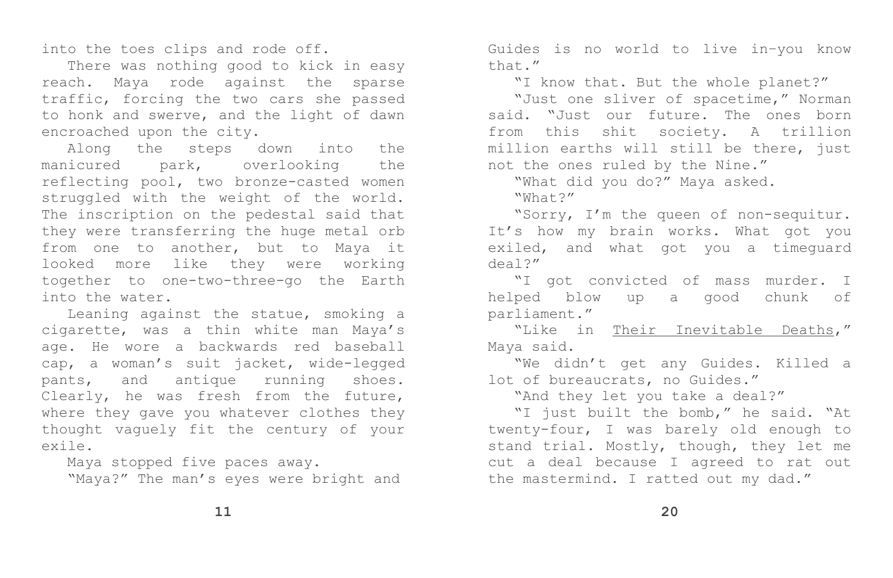into the toes clips and rode off.

There was nothing good to kick in easy reach. Maya rode against the sparse traffic, forcing the two cars she passed to honk and swerve, and the light of dawn encroached upon the city.

Along the steps down into the manicured park, overlooking the reflecting pool, two bronze-casted women struggled with the weight of the world. The inscription on the pedestal said that they were transferring the huge metal orb from one to another, but to Maya it looked more like they were working together to one-two-three-go the Earth into the water.

Leaning against the statue, smoking a cigarette, was a thin white man Maya's age. He wore a backwards red baseball cap, a woman's suit jacket, wide-legged pants, and antique running shoes. Clearly, he was fresh from the future, where they gave you whatever clothes they thought vaguely fit the century of your exile.

Maya stopped five paces away.

"Maya?" The man's eyes were bright and

Guides is no world to live in–you know that."

"I know that. But the whole planet?"

"Just one sliver of spacetime," Norman said. "Just our future. The ones born from this shit society. A trillion million earths will still be there, just not the ones ruled by the Nine."

"What did you do?" Maya asked.

"What?"

"Sorry, I'm the queen of non-sequitur. It's how my brain works. What got you exiled, and what got you a timeguard deal?"

"I got convicted of mass murder. I helped blow up a good chunk of parliament."

"Like in <u>Their Inevitable Deaths</u>," Maya said.

"We didn't get any Guides. Killed a lot of bureaucrats, no Guides."

"And they let you take a deal?"

"I just built the bomb," he said. "At twenty-four, I was barely old enough to stand trial. Mostly, though, they let me cut a deal because I agreed to rat out the mastermind. I ratted out my dad."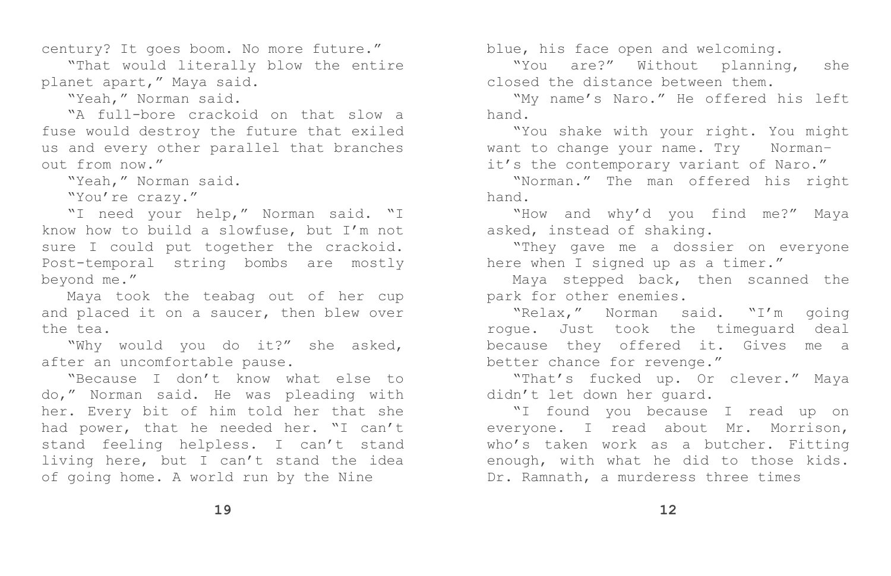century? It goes boom. No more future."

"That would literally blow the entire planet apart," Maya said.

"Yeah," Norman said.

"A full-bore crackoid on that slow a fuse would destroy the future that exiled us and every other parallel that branches out from now."

"Yeah," Norman said.

"You're crazy."

"I need your help," Norman said. "I know how to build a slowfuse, but I'm not sure I could put together the crackoid. Post-temporal string bombs are mostly beyond me."

Maya took the teabag out of her cup and placed it on a saucer, then blew over the tea.

"Why would you do it?" she asked, after an uncomfortable pause.

"Because I don't know what else to do," Norman said. He was pleading with her. Every bit of him told her that she had power, that he needed her. "I can't stand feeling helpless. I can't stand living here, but I can't stand the idea of going home. A world run by the Nine

blue, his face open and welcoming.

"You are?" Without planning, she closed the distance between them.

"My name's Naro." He offered his left hand.

"You shake with your right. You might want to change your name. Try Norman–it's the contemporary variant of Naro."

"Norman." The man offered his right hand.

"How and why'd you find me?" Maya asked, instead of shaking.

"They gave me a dossier on everyone here when I signed up as a timer."

Maya stepped back, then scanned the park for other enemies.

"Relax," Norman said. "I'm going rogue. Just took the timeguard deal because they offered it. Gives me a better chance for revenge."

"That's fucked up. Or clever." Maya didn't let down her guard.

"I found you because I read up on everyone. I read about Mr. Morrison, who's taken work as a butcher. Fitting enough, with what he did to those kids. Dr. Ramnath, a murderess three times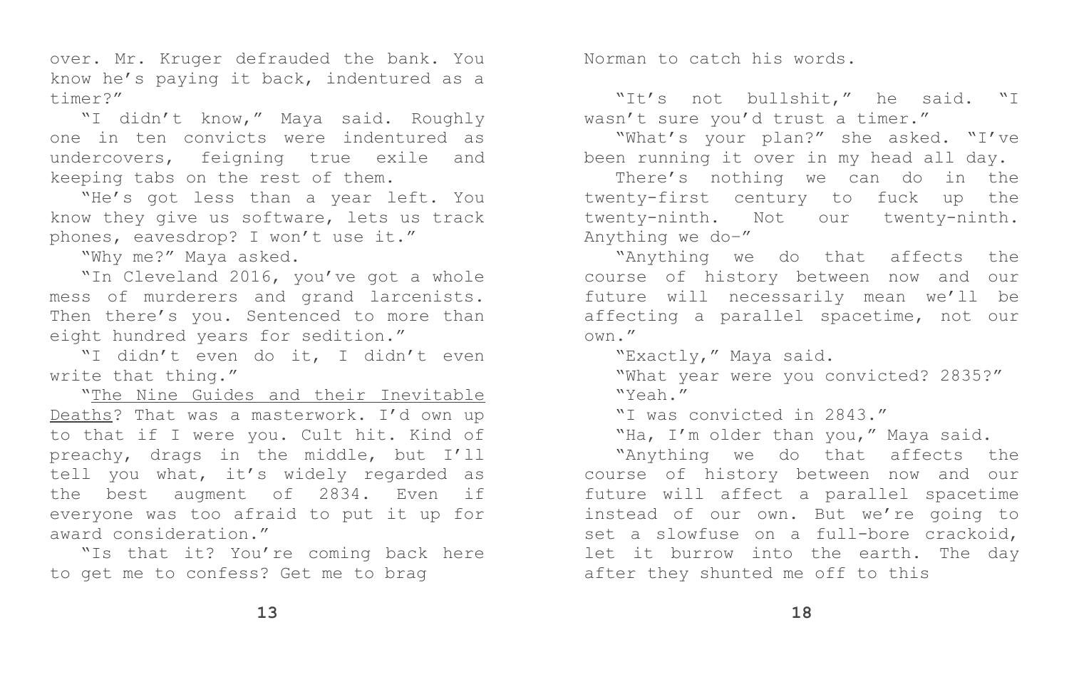over. Mr. Kruger defrauded the bank. You know he's paying it back, indentured as a timer?"

"I didn't know," Maya said. Roughly one in ten convicts were indentured as undercovers, feigning true exile and keeping tabs on the rest of them.

"He's got less than a year left. You know they give us software, lets us track phones, eavesdrop? I won't use it."

"Why me?" Maya asked.

"In Cleveland 2016, you've got a whole mess of murderers and grand larcenists. Then there's you. Sentenced to more than eight hundred years for sedition."

"I didn't even do it, I didn't even write that thing."

"<u>The Nine Guides and their Inevitable Deaths</u>? That was a masterwork. I'd own up to that if I were you. Cult hit. Kind of preachy, drags in the middle, but I'll tell you what, it's widely regarded as the best augment of 2834. Even if everyone was too afraid to put it up for award consideration."

"Is that it? You're coming back here to get me to confess? Get me to brag

Norman to catch his words.

"It's not bullshit," he said. "I wasn't sure you'd trust a timer."

"What's your plan?" she asked. "I've been running it over in my head all day.

There's nothing we can do in the twenty-first century to fuck up the twenty-ninth. Not our twenty-ninth. Anything we do–"

"Anything we do that affects the course of history between now and our future will necessarily mean we'll be affecting a parallel spacetime, not our own."

"Exactly," Maya said.

"What year were you convicted? 2835?"

"Yeah."

"I was convicted in 2843."

"Ha, I'm older than you," Maya said.

"Anything we do that affects the course of history between now and our future will affect a parallel spacetime instead of our own. But we're going to set a slowfuse on a full-bore crackoid, let it burrow into the earth. The day after they shunted me off to this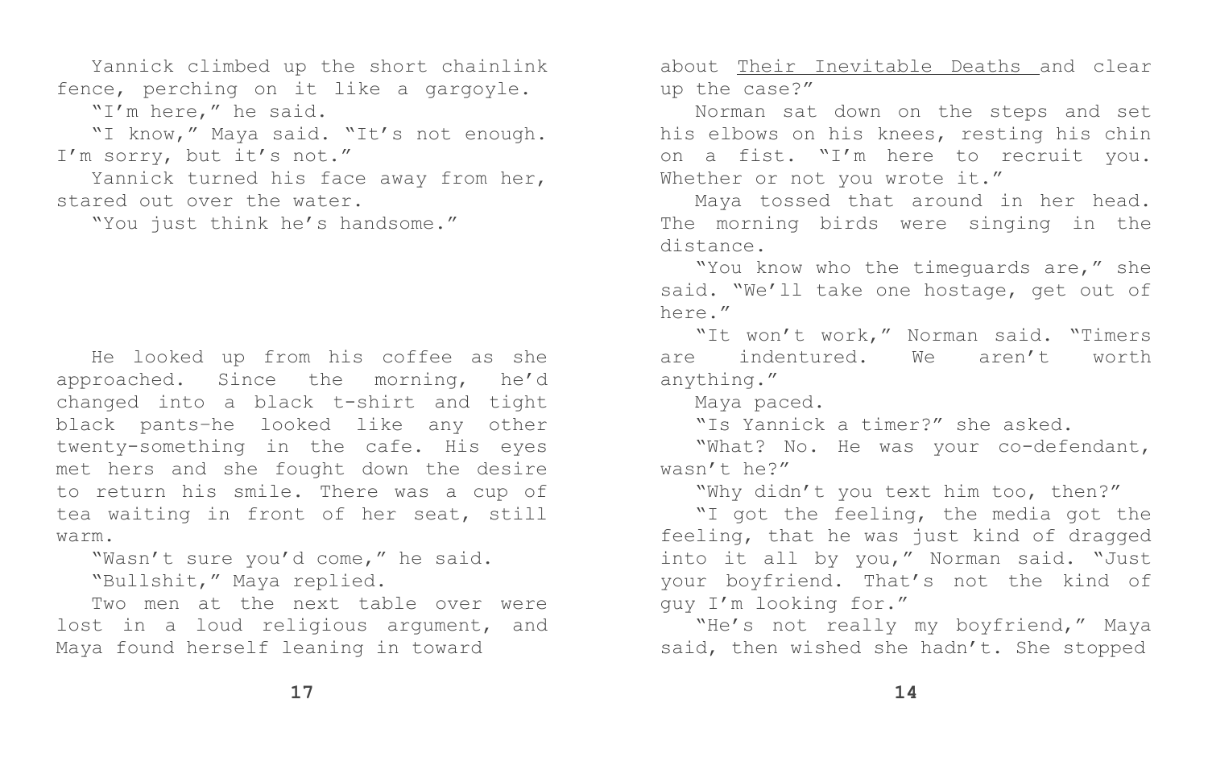Yannick climbed up the short chainlink fence, perching on it like a gargoyle.

"I'm here," he said.

"I know," Maya said. "It's not enough. I'm sorry, but it's not."

Yannick turned his face away from her, stared out over the water.

"You just think he's handsome."

He looked up from his coffee as she approached. Since the morning, he'd changed into a black t-shirt and tight black pants–he looked like any other twenty-something in the cafe. His eyes met hers and she fought down the desire to return his smile. There was a cup of tea waiting in front of her seat, still warm.

"Wasn't sure you'd come," he said.

"Bullshit," Maya replied.

Two men at the next table over were lost in a loud religious argument, and Maya found herself leaning in toward

about Their Inevitable Deaths and clear up the case?"

Norman sat down on the steps and set his elbows on his knees, resting his chin on a fist. "I'm here to recruit you. Whether or not you wrote it."

Maya tossed that around in her head. The morning birds were singing in the distance.

"You know who the timeguards are," she said. "We'll take one hostage, get out of here."

"It won't work," Norman said. "Timers are indentured. We aren't worth anything."

Maya paced.

"Is Yannick a timer?" she asked.

"What? No. He was your co-defendant, wasn't he?"

"Why didn't you text him too, then?"

"I got the feeling, the media got the feeling, that he was just kind of dragged into it all by you," Norman said. "Just your boyfriend. That's not the kind of guy I'm looking for."

"He's not really my boyfriend," Maya said, then wished she hadn't. She stopped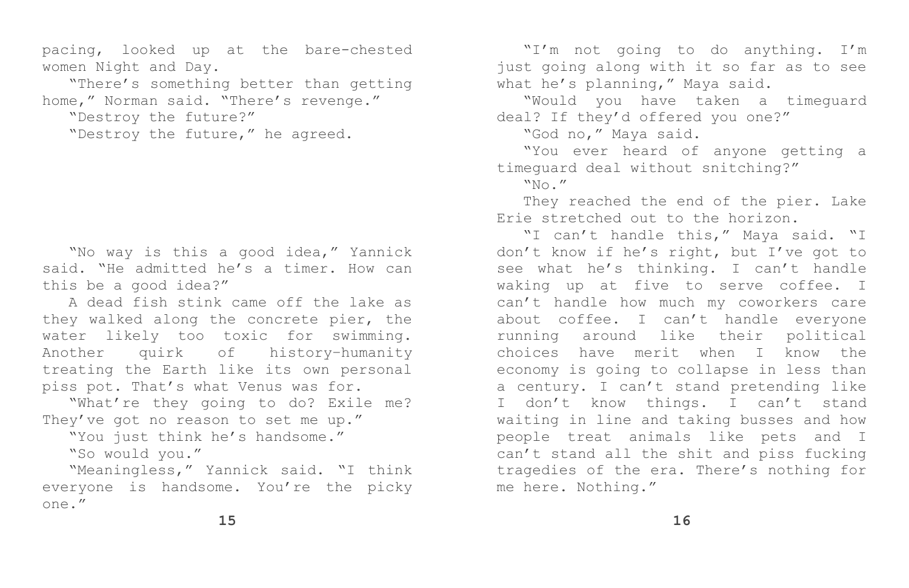pacing, looked up at the bare-chested women Night and Day.

"There's something better than getting home," Norman said. "There's revenge."

"Destroy the future?"

"Destroy the future," he agreed.

"No way is this a good idea," Yannick said. "He admitted he's a timer. How can this be a good idea?"

A dead fish stink came off the lake as they walked along the concrete pier, the water likely too toxic for swimming. Another quirk of history—humanity treating the Earth like its own personal piss pot. That's what Venus was for.

"What're they going to do? Exile me? They've got no reason to set me up."

"You just think he's handsome."

"So would you."

"Meaningless," Yannick said. "I think everyone is handsome. You're the picky one."

"I'm not going to do anything. I'm just going along with it so far as to see what he's planning," Maya said.

"Would you have taken a timeguard deal? If they'd offered you one?"

"God no," Maya said.

"You ever heard of anyone getting a timeguard deal without snitching?"

"No."

They reached the end of the pier. Lake Erie stretched out to the horizon.

"I can't handle this," Maya said. "I don't know if he's right, but I've got to see what he's thinking. I can't handle waking up at five to serve coffee. I can't handle how much my coworkers care about coffee. I can't handle everyone running around like their political choices have merit when I know the economy is going to collapse in less than a century. I can't stand pretending like I don't know things. I can't stand waiting in line and taking busses and how people treat animals like pets and I can't stand all the shit and piss fucking tragedies of the era. There's nothing for me here. Nothing."